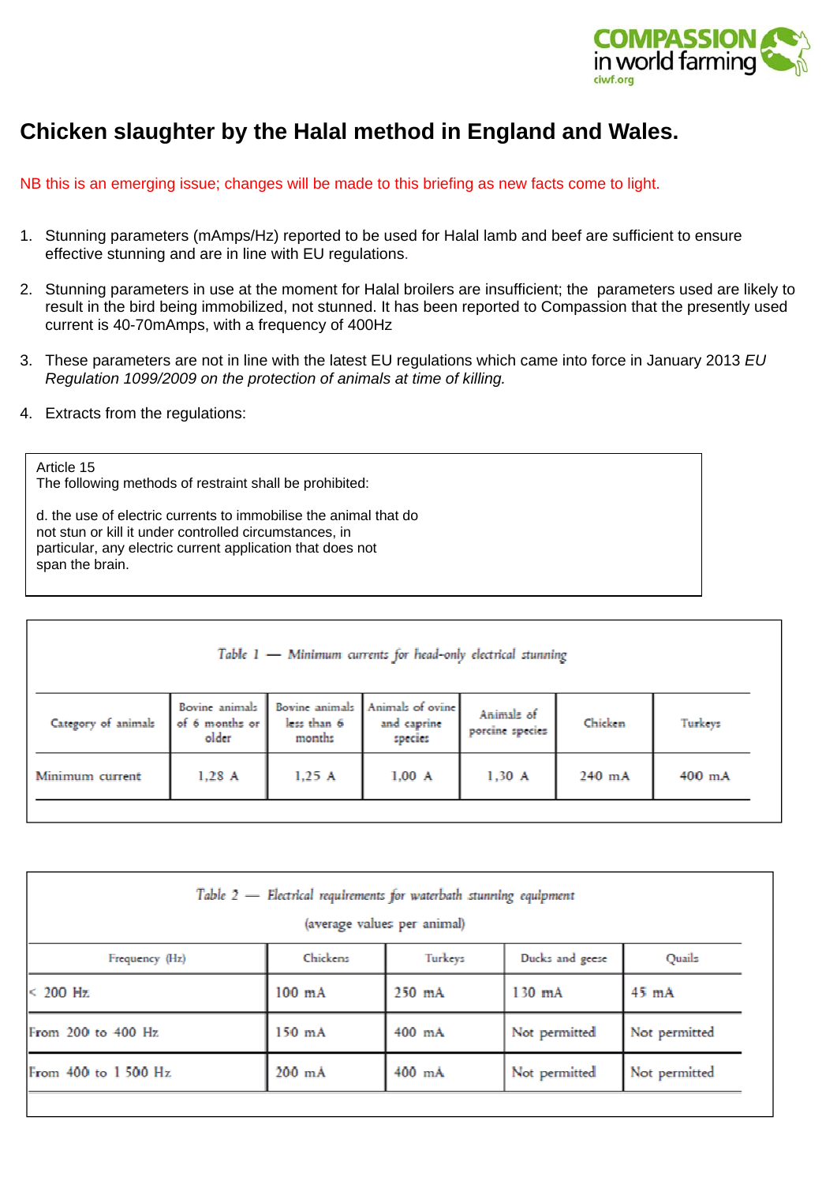# Chicken slaughter by the Halal method in England and Wales.

NB this is an emerging issue; changes will be made to this briefing as new facts come to light.

1. Stunning parameters (mAmps/Hz) reported to be used for Halal lamb and beef are sufficient to ensure effective stunning and are in line with EU regulations.

2. Stunning parameters in use at the moment for Halal broilers are insufficient; the parameters used are likely to result in the bird being immobilized, not stunned. It has been reported to Compassion that the presently used current is 40-70mAmps, with a frequency of 400Hz

3. These parameters are not in line with the latest EU regulations which came into force in January 2013 *EU Regulation 1099/2009 on the protection of animals at time of killing.*

4. Extracts from the regulations:

> Article 15
> The following methods of restraint shall be prohibited:
>
> d. the use of electric currents to immobilise the animal that do not stun or kill it under controlled circumstances, in particular, any electric current application that does not span the brain.

*Table 1 — Minimum currents for head-only electrical stunning*

| Category of animals | Bovine animals of 6 months or older | Bovine animals less than 6 months | Animals of ovine and caprine species | Animals of porcine species | Chicken | Turkeys |
|---|---|---|---|---|---|---|
| Minimum current | 1,28 A | 1,25 A | 1,00 A | 1,30 A | 240 mA | 400 mA |

*Table 2 — Electrical requirements for waterbath stunning equipment*

(average values per animal)

| Frequency (Hz) | Chickens | Turkeys | Ducks and geese | Quails |
|---|---|---|---|---|
| < 200 Hz | 100 mA | 250 mA | 130 mA | 45 mA |
| From 200 to 400 Hz | 150 mA | 400 mA | Not permitted | Not permitted |
| From 400 to 1 500 Hz | 200 mA | 400 mA | Not permitted | Not permitted |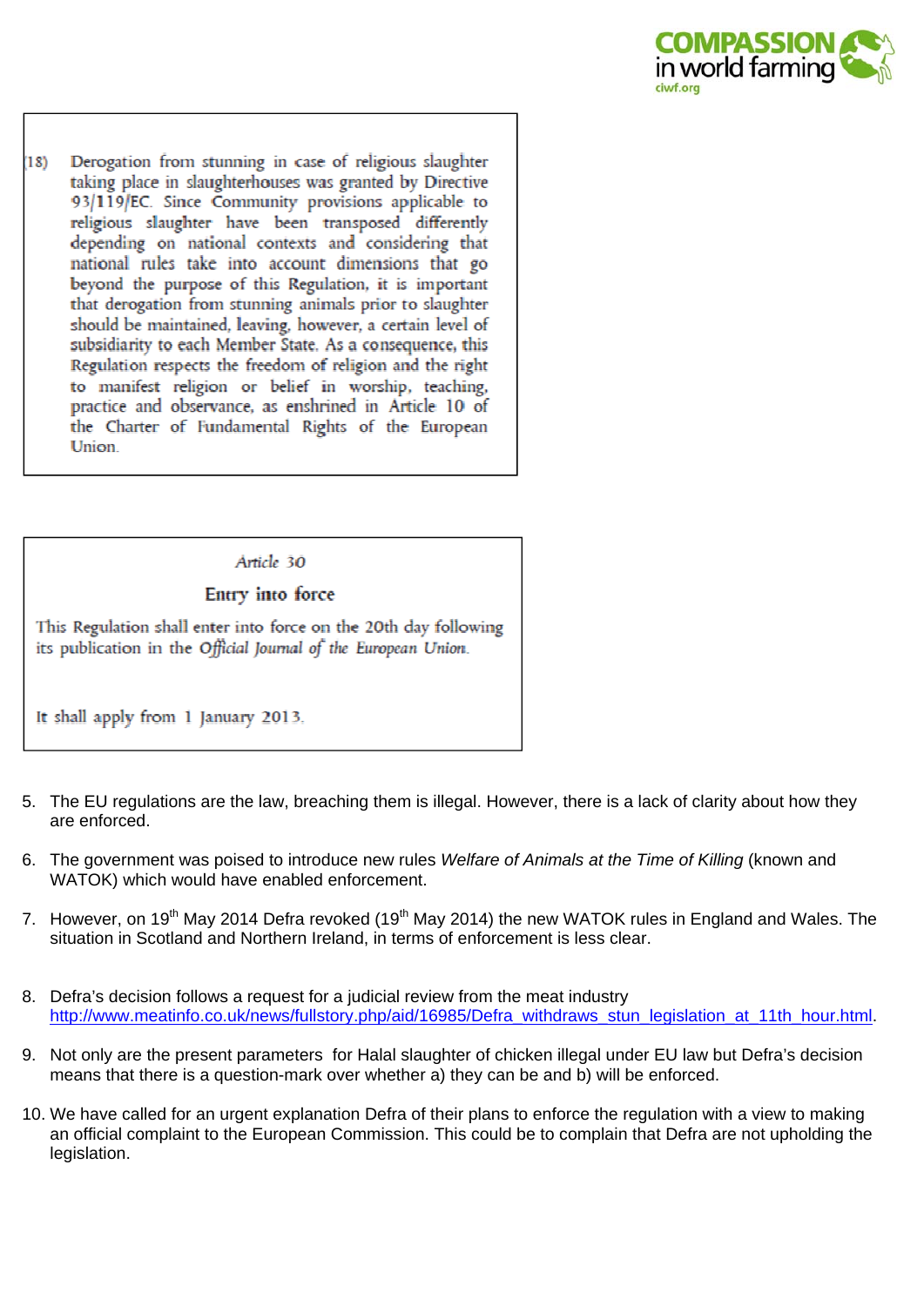(18) Derogation from stunning in case of religious slaughter taking place in slaughterhouses was granted by Directive 93/119/EC. Since Community provisions applicable to religious slaughter have been transposed differently depending on national contexts and considering that national rules take into account dimensions that go beyond the purpose of this Regulation, it is important that derogation from stunning animals prior to slaughter should be maintained, leaving, however, a certain level of subsidiarity to each Member State. As a consequence, this Regulation respects the freedom of religion and the right to manifest religion or belief in worship, teaching, practice and observance, as enshrined in Article 10 of the Charter of Fundamental Rights of the European Union.

Article 30

**Entry into force**

This Regulation shall enter into force on the 20th day following its publication in the *Official Journal of the European Union*.

It shall apply from 1 January 2013.

5. The EU regulations are the law, breaching them is illegal. However, there is a lack of clarity about how they are enforced.

6. The government was poised to introduce new rules *Welfare of Animals at the Time of Killing* (known and WATOK) which would have enabled enforcement.

7. However, on 19th May 2014 Defra revoked (19th May 2014) the new WATOK rules in England and Wales. The situation in Scotland and Northern Ireland, in terms of enforcement is less clear.

8. Defra's decision follows a request for a judicial review from the meat industry http://www.meatinfo.co.uk/news/fullstory.php/aid/16985/Defra_withdraws_stun_legislation_at_11th_hour.html.

9. Not only are the present parameters for Halal slaughter of chicken illegal under EU law but Defra's decision means that there is a question-mark over whether a) they can be and b) will be enforced.

10. We have called for an urgent explanation Defra of their plans to enforce the regulation with a view to making an official complaint to the European Commission. This could be to complain that Defra are not upholding the legislation.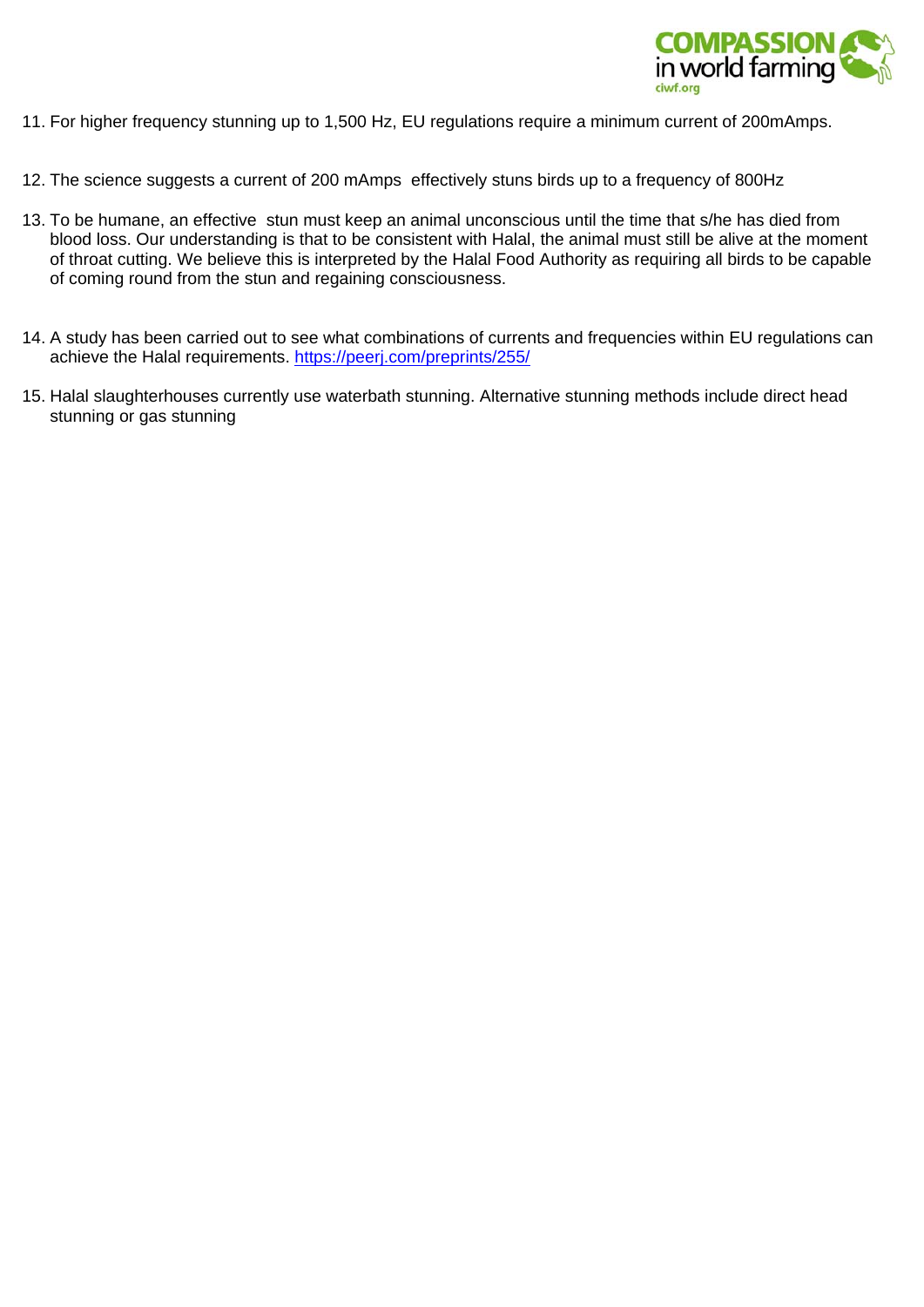11. For higher frequency stunning up to 1,500 Hz, EU regulations require a minimum current of 200mAmps.

12. The science suggests a current of 200 mAmps effectively stuns birds up to a frequency of 800Hz

13. To be humane, an effective stun must keep an animal unconscious until the time that s/he has died from blood loss. Our understanding is that to be consistent with Halal, the animal must still be alive at the moment of throat cutting. We believe this is interpreted by the Halal Food Authority as requiring all birds to be capable of coming round from the stun and regaining consciousness.

14. A study has been carried out to see what combinations of currents and frequencies within EU regulations can achieve the Halal requirements. https://peerj.com/preprints/255/

15. Halal slaughterhouses currently use waterbath stunning. Alternative stunning methods include direct head stunning or gas stunning